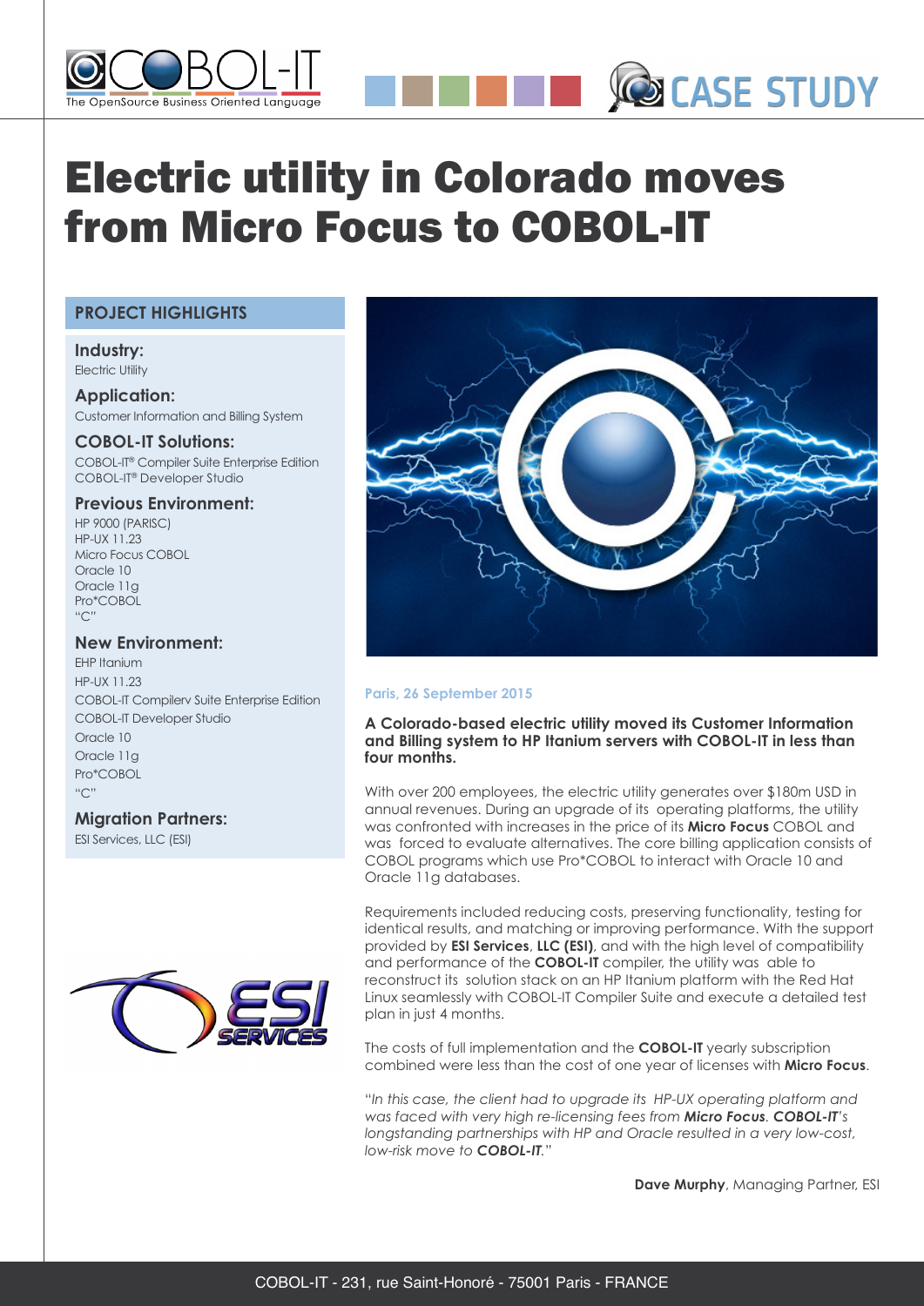# Electric utility in Colorado moves from Micro Focus to COBOL-IT

## PROJECT HIGHLIGHTS

**Industry:**
Electric Utility

**Application:**
Customer Information and Billing System

**COBOL-IT Solutions:**
COBOL-IT® Compiler Suite Enterprise Edition
COBOL-IT® Developer Studio

**Previous Environment:**
HP 9000 (PARISC)
HP-UX 11.23
Micro Focus COBOL
Oracle 10
Oracle 11g
Pro*COBOL
"C"

**New Environment:**
EHP Itanium
HP-UX 11.23
COBOL-IT Compilerv Suite Enterprise Edition
COBOL-IT Developer Studio
Oracle 10
Oracle 11g
Pro*COBOL
"C"

**Migration Partners:**
ESI Services, LLC (ESI)

Paris, 26 September 2015

**A Colorado-based electric utility moved its Customer Information and Billing system to HP Itanium servers with COBOL-IT in less than four months.**

With over 200 employees, the electric utility generates over $180m USD in annual revenues. During an upgrade of its operating platforms, the utility was confronted with increases in the price of its **Micro Focus** COBOL and was forced to evaluate alternatives. The core billing application consists of COBOL programs which use Pro*COBOL to interact with Oracle 10 and Oracle 11g databases.

Requirements included reducing costs, preserving functionality, testing for identical results, and matching or improving performance. With the support provided by **ESI Services**, **LLC (ESI)**, and with the high level of compatibility and performance of the **COBOL-IT** compiler, the utility was able to reconstruct its solution stack on an HP Itanium platform with the Red Hat Linux seamlessly with COBOL-IT Compiler Suite and execute a detailed test plan in just 4 months.

The costs of full implementation and the **COBOL-IT** yearly subscription combined were less than the cost of one year of licenses with **Micro Focus**.

*"In this case, the client had to upgrade its HP-UX operating platform and was faced with very high re-licensing fees from **Micro Focus**. **COBOL-IT**'s longstanding partnerships with HP and Oracle resulted in a very low-cost, low-risk move to **COBOL-IT**."*

**Dave Murphy**, Managing Partner, ESI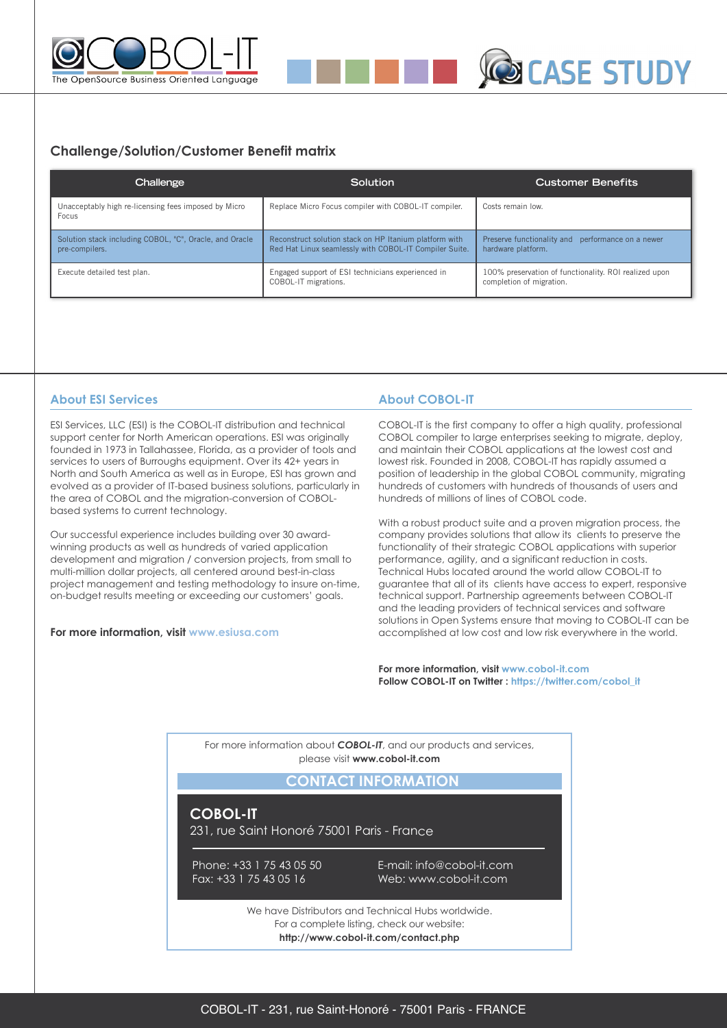## Challenge/Solution/Customer Benefit matrix

| Challenge | Solution | Customer Benefits |
|---|---|---|
| Unacceptably high re-licensing fees imposed by Micro Focus | Replace Micro Focus compiler with COBOL-IT compiler. | Costs remain low. |
| Solution stack including COBOL, "C", Oracle, and Oracle pre-compilers. | Reconstruct solution stack on HP Itanium platform with Red Hat Linux seamlessly with COBOL-IT Compiler Suite. | Preserve functionality and performance on a newer hardware platform. |
| Execute detailed test plan. | Engaged support of ESI technicians experienced in COBOL-IT migrations. | 100% preservation of functionality. ROI realized upon completion of migration. |

## About ESI Services

ESI Services, LLC (ESI) is the COBOL-IT distribution and technical support center for North American operations. ESI was originally founded in 1973 in Tallahassee, Florida, as a provider of tools and services to users of Burroughs equipment. Over its 42+ years in North and South America as well as in Europe, ESI has grown and evolved as a provider of IT-based business solutions, particularly in the area of COBOL and the migration-conversion of COBOL-based systems to current technology.

Our successful experience includes building over 30 award-winning products as well as hundreds of varied application development and migration / conversion projects, from small to multi-million dollar projects, all centered around best-in-class project management and testing methodology to insure on-time, on-budget results meeting or exceeding our customers' goals.

**For more information, visit www.esiusa.com**

## About COBOL-IT

COBOL-IT is the first company to offer a high quality, professional COBOL compiler to large enterprises seeking to migrate, deploy, and maintain their COBOL applications at the lowest cost and lowest risk. Founded in 2008, COBOL-IT has rapidly assumed a position of leadership in the global COBOL community, migrating hundreds of customers with hundreds of thousands of users and hundreds of millions of lines of COBOL code.

With a robust product suite and a proven migration process, the company provides solutions that allow its clients to preserve the functionality of their strategic COBOL applications with superior performance, agility, and a significant reduction in costs. Technical Hubs located around the world allow COBOL-IT to guarantee that all of its clients have access to expert, responsive technical support. Partnership agreements between COBOL-IT and the leading providers of technical services and software solutions in Open Systems ensure that moving to COBOL-IT can be accomplished at low cost and low risk everywhere in the world.

**For more information, visit www.cobol-it.com**
**Follow COBOL-IT on Twitter : https://twitter.com/cobol_it**

For more information about ***COBOL-IT***, and our products and services, please visit **www.cobol-it.com**

## CONTACT INFORMATION

**COBOL-IT**
231, rue Saint Honoré 75001 Paris - France

Phone: +33 1 75 43 05 50
Fax: +33 1 75 43 05 16

E-mail: info@cobol-it.com
Web: www.cobol-it.com

We have Distributors and Technical Hubs worldwide.
For a complete listing, check our website:
**http://www.cobol-it.com/contact.php**